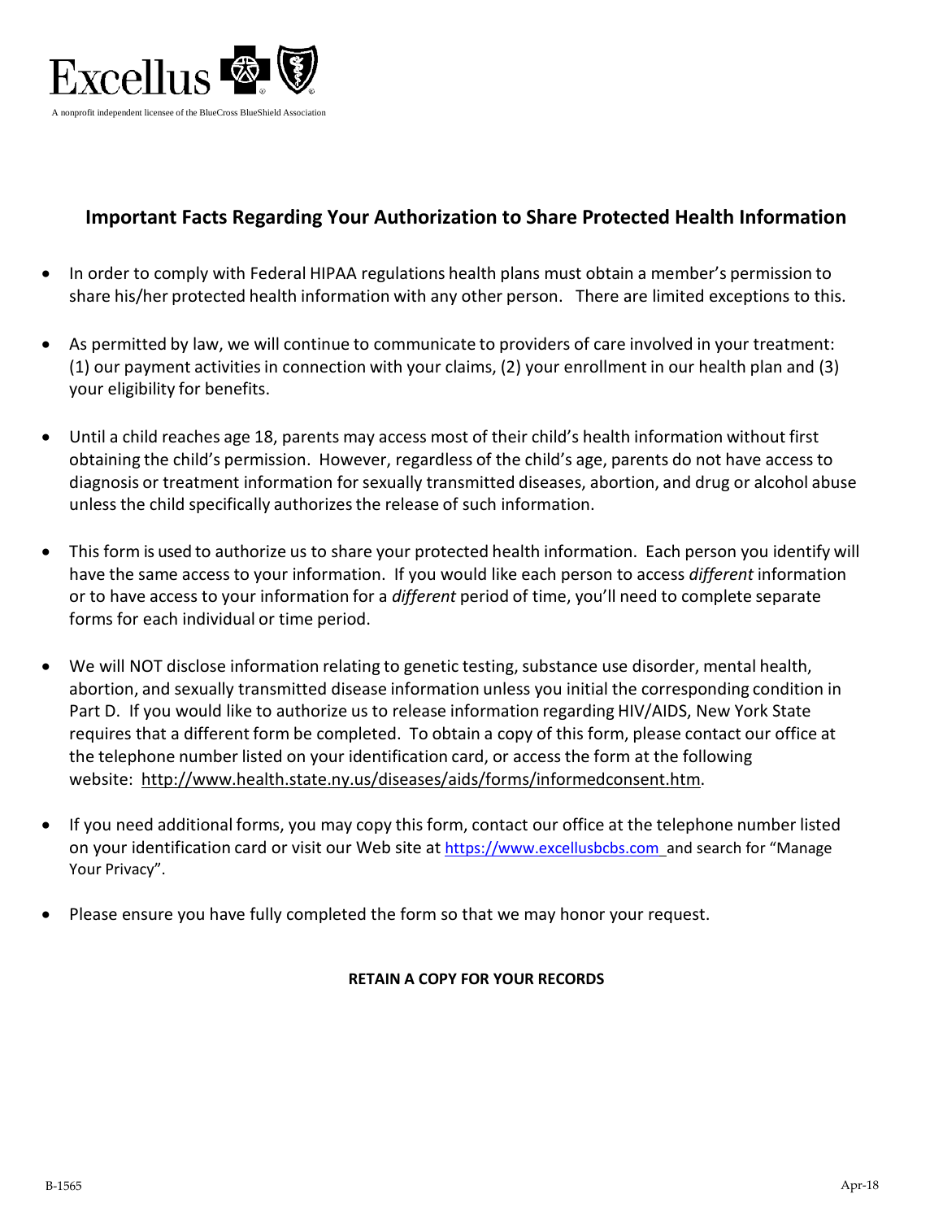Excellus

A nonprofit independent licensee of the BlueCross BlueShield Association

## Important Facts Regarding Your Authorization to Share Protected Health Information

- In order to comply with Federal HIPAA regulations health plans must obtain a member's permission to share his/her protected health information with any other person. There are limited exceptions to this.

- As permitted by law, we will continue to communicate to providers of care involved in your treatment: (1) our payment activities in connection with your claims, (2) your enrollment in our health plan and (3) your eligibility for benefits.

- Until a child reaches age 18, parents may access most of their child's health information without first obtaining the child's permission. However, regardless of the child's age, parents do not have access to diagnosis or treatment information for sexually transmitted diseases, abortion, and drug or alcohol abuse unless the child specifically authorizes the release of such information.

- This form is used to authorize us to share your protected health information. Each person you identify will have the same access to your information. If you would like each person to access *different* information or to have access to your information for a *different* period of time, you'll need to complete separate forms for each individual or time period.

- We will NOT disclose information relating to genetic testing, substance use disorder, mental health, abortion, and sexually transmitted disease information unless you initial the corresponding condition in Part D. If you would like to authorize us to release information regarding HIV/AIDS, New York State requires that a different form be completed. To obtain a copy of this form, please contact our office at the telephone number listed on your identification card, or access the form at the following website: http://www.health.state.ny.us/diseases/aids/forms/informedconsent.htm.

- If you need additional forms, you may copy this form, contact our office at the telephone number listed on your identification card or visit our Web site at https://www.excellusbcbs.com and search for "Manage Your Privacy".

- Please ensure you have fully completed the form so that we may honor your request.

**RETAIN A COPY FOR YOUR RECORDS**

B-1565 Apr-18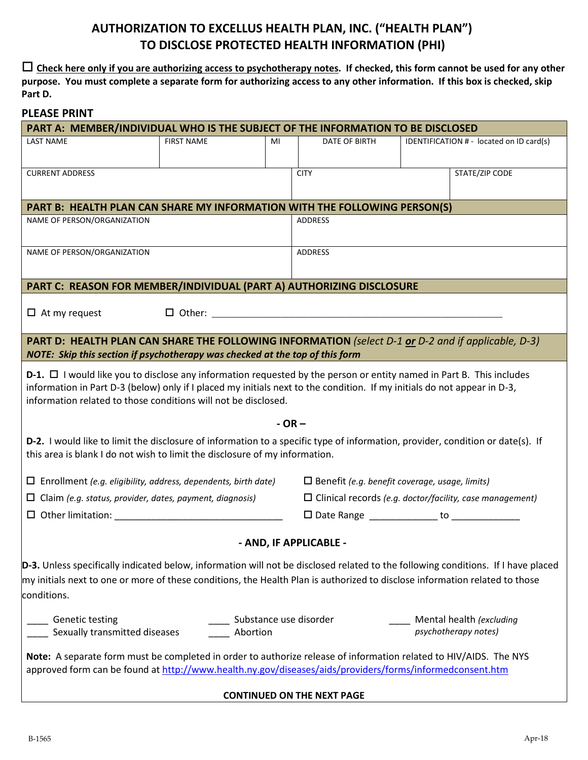# AUTHORIZATION TO EXCELLUS HEALTH PLAN, INC. ("HEALTH PLAN") TO DISCLOSE PROTECTED HEALTH INFORMATION (PHI)

☐ **Check here only if you are authorizing access to psychotherapy notes. If checked, this form cannot be used for any other purpose. You must complete a separate form for authorizing access to any other information. If this box is checked, skip Part D.**

**PLEASE PRINT**

## PART A: MEMBER/INDIVIDUAL WHO IS THE SUBJECT OF THE INFORMATION TO BE DISCLOSED

| LAST NAME | FIRST NAME | MI | DATE OF BIRTH | IDENTIFICATION # - located on ID card(s) |
|---|---|---|---|---|
| | | | | |

| CURRENT ADDRESS | CITY | STATE/ZIP CODE |
|---|---|---|
| | | |

## PART B: HEALTH PLAN CAN SHARE MY INFORMATION WITH THE FOLLOWING PERSON(S)

| NAME OF PERSON/ORGANIZATION | ADDRESS |
|---|---|
| | |
| NAME OF PERSON/ORGANIZATION | ADDRESS |
| | |

## PART C: REASON FOR MEMBER/INDIVIDUAL (PART A) AUTHORIZING DISCLOSURE

☐ At my request ☐ Other: ____________________________________________________________

## PART D: HEALTH PLAN CAN SHARE THE FOLLOWING INFORMATION *(select D-1 **or** D-2 and if applicable, D-3)*

***NOTE: Skip this section if psychotherapy was checked at the top of this form***

**D-1.** ☐ I would like you to disclose any information requested by the person or entity named in Part B. This includes information in Part D-3 (below) only if I placed my initials next to the condition. If my initials do not appear in D-3, information related to those conditions will not be disclosed.

**- OR –**

**D-2.** I would like to limit the disclosure of information to a specific type of information, provider, condition or date(s). If this area is blank I do not wish to limit the disclosure of my information.

☐ Enrollment *(e.g. eligibility, address, dependents, birth date)*
☐ Benefit *(e.g. benefit coverage, usage, limits)*
☐ Claim *(e.g. status, provider, dates, payment, diagnosis)*
☐ Clinical records *(e.g. doctor/facility, case management)*
☐ Other limitation: ________________________________
☐ Date Range _____________ to _____________

**- AND, IF APPLICABLE -**

**D-3.** Unless specifically indicated below, information will not be disclosed related to the following conditions. If I have placed my initials next to one or more of these conditions, the Health Plan is authorized to disclose information related to those conditions.

____ Genetic testing
____ Sexually transmitted diseases
____ Substance use disorder
____ Abortion
____ Mental health *(excluding psychotherapy notes)*

**Note:** A separate form must be completed in order to authorize release of information related to HIV/AIDS. The NYS approved form can be found at http://www.health.ny.gov/diseases/aids/providers/forms/informedconsent.htm

**CONTINUED ON THE NEXT PAGE**

B-1565 Apr-18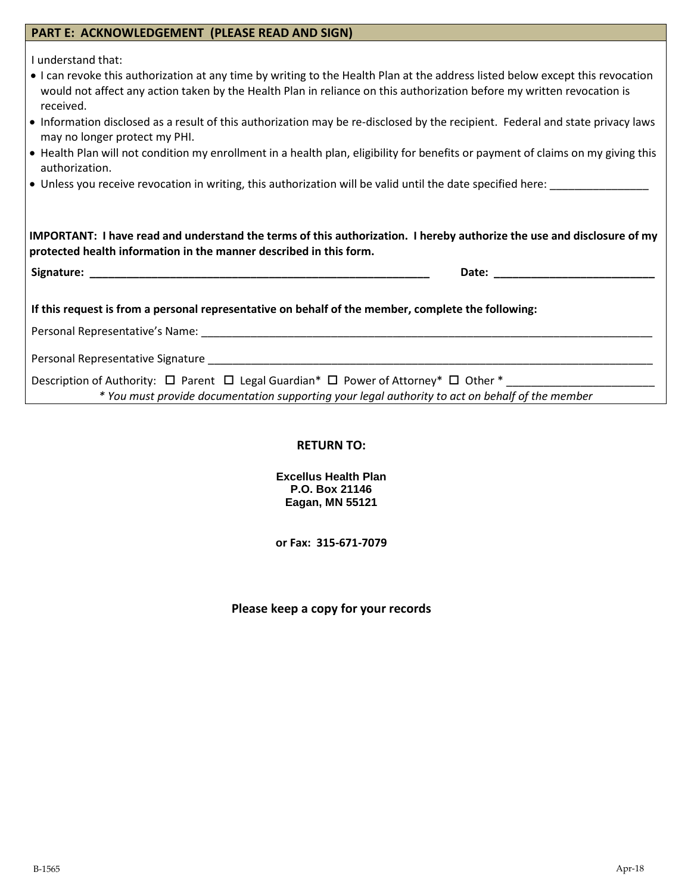## PART E: ACKNOWLEDGEMENT (PLEASE READ AND SIGN)

I understand that:

- I can revoke this authorization at any time by writing to the Health Plan at the address listed below except this revocation would not affect any action taken by the Health Plan in reliance on this authorization before my written revocation is received.
- Information disclosed as a result of this authorization may be re-disclosed by the recipient. Federal and state privacy laws may no longer protect my PHI.
- Health Plan will not condition my enrollment in a health plan, eligibility for benefits or payment of claims on my giving this authorization.
- Unless you receive revocation in writing, this authorization will be valid until the date specified here: ________________

**IMPORTANT: I have read and understand the terms of this authorization. I hereby authorize the use and disclosure of my protected health information in the manner described in this form.**

**Signature: ___________________________________________________________ Date: ___________________________**

**If this request is from a personal representative on behalf of the member, complete the following:**

Personal Representative's Name: _______________________________________________________________________________

Personal Representative Signature ______________________________________________________________________________

Description of Authority: ☐ Parent ☐ Legal Guardian* ☐ Power of Attorney* ☐ Other * ________________________

*\* You must provide documentation supporting your legal authority to act on behalf of the member*

**RETURN TO:**

**Excellus Health Plan**
**P.O. Box 21146**
**Eagan, MN 55121**

**or Fax: 315-671-7079**

**Please keep a copy for your records**

B-1565 Apr-18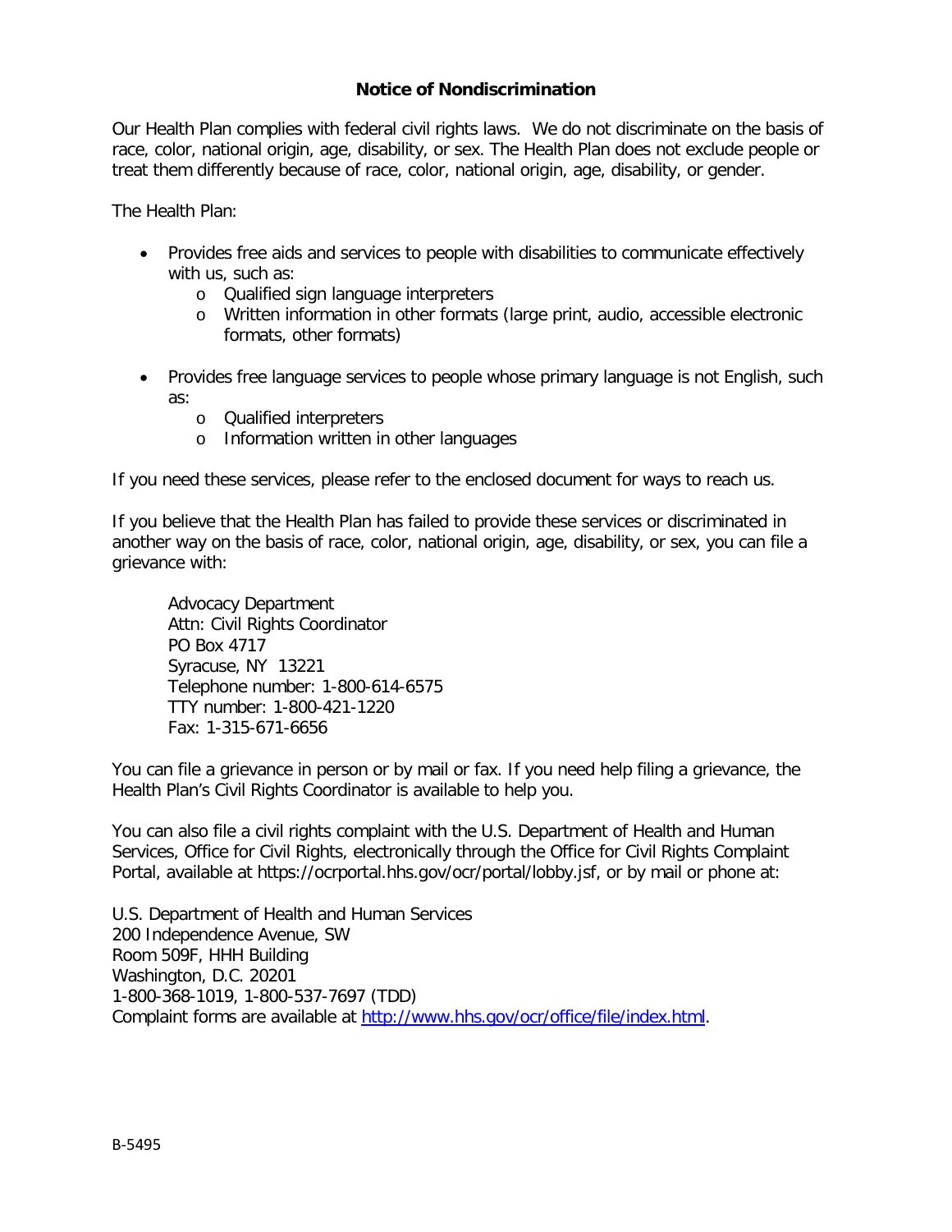# Notice of Nondiscrimination

Our Health Plan complies with federal civil rights laws. We do not discriminate on the basis of race, color, national origin, age, disability, or sex. The Health Plan does not exclude people or treat them differently because of race, color, national origin, age, disability, or gender.

The Health Plan:

- Provides free aids and services to people with disabilities to communicate effectively with us, such as:
  - Qualified sign language interpreters
  - Written information in other formats (large print, audio, accessible electronic formats, other formats)

- Provides free language services to people whose primary language is not English, such as:
  - Qualified interpreters
  - Information written in other languages

If you need these services, please refer to the enclosed document for ways to reach us.

If you believe that the Health Plan has failed to provide these services or discriminated in another way on the basis of race, color, national origin, age, disability, or sex, you can file a grievance with:

> Advocacy Department
> Attn: Civil Rights Coordinator
> PO Box 4717
> Syracuse, NY 13221
> Telephone number: 1-800-614-6575
> TTY number: 1-800-421-1220
> Fax: 1-315-671-6656

You can file a grievance in person or by mail or fax. If you need help filing a grievance, the Health Plan's Civil Rights Coordinator is available to help you.

You can also file a civil rights complaint with the U.S. Department of Health and Human Services, Office for Civil Rights, electronically through the Office for Civil Rights Complaint Portal, available at https://ocrportal.hhs.gov/ocr/portal/lobby.jsf, or by mail or phone at:

U.S. Department of Health and Human Services
200 Independence Avenue, SW
Room 509F, HHH Building
Washington, D.C. 20201
1-800-368-1019, 1-800-537-7697 (TDD)
Complaint forms are available at http://www.hhs.gov/ocr/office/file/index.html.

B-5495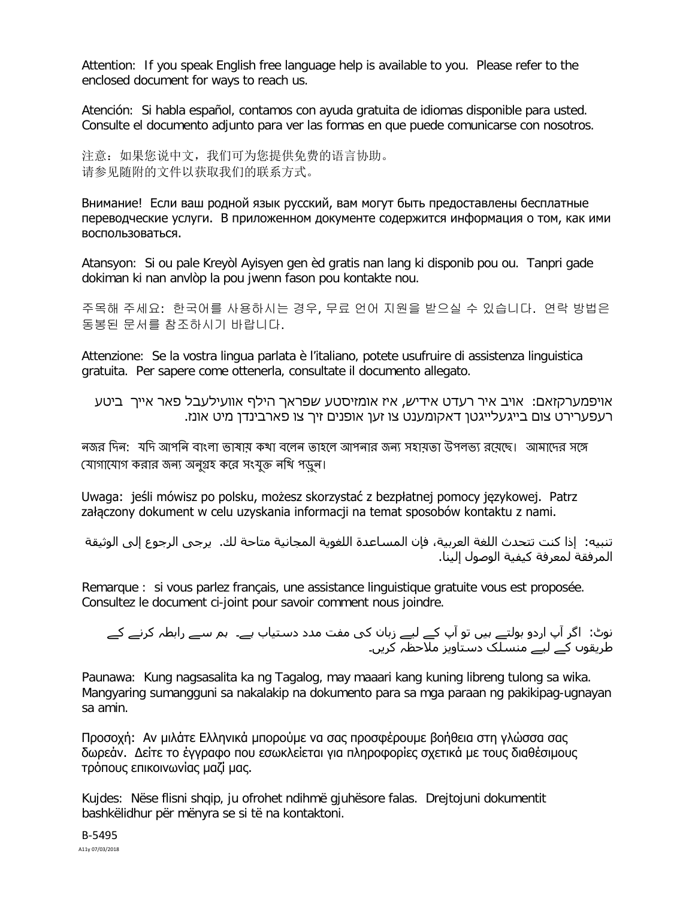Attention: If you speak English free language help is available to you. Please refer to the enclosed document for ways to reach us.

Atención: Si habla español, contamos con ayuda gratuita de idiomas disponible para usted. Consulte el documento adjunto para ver las formas en que puede comunicarse con nosotros.

注意：如果您说中文，我们可为您提供免费的语言协助。
请参见随附的文件以获取我们的联系方式。

Внимание! Если ваш родной язык русский, вам могут быть предоставлены бесплатные переводческие услуги. В приложенном документе содержится информация о том, как ими воспользоваться.

Atansyon: Si ou pale Kreyòl Ayisyen gen èd gratis nan lang ki disponib pou ou. Tanpri gade dokiman ki nan anvlòp la pou jwenn fason pou kontakte nou.

주목해 주세요: 한국어를 사용하시는 경우, 무료 언어 지원을 받으실 수 있습니다. 연락 방법은 동봉된 문서를 참조하시기 바랍니다.

Attenzione: Se la vostra lingua parlata è l'italiano, potete usufruire di assistenza linguistica gratuita. Per sapere come ottenerla, consultate il documento allegato.

אויפמערקזאם: אויב איר רעדט אידיש, איז אומזיסטע שפראך הילף אווילעבל פאר אייך ביטע רעפערירט צום בייגעלייגטן דאקומענט צו זען אופנים זיך צו פארבינדן מיט אונז.

নজর দিন: যদি আপনি বাংলা ভাষায় কথা বলেন তাহলে আপনার জন্য সহায়তা উপলভ্য রয়েছে। আমাদের সঙ্গে যোগাযোগ করার জন্য অনুগ্রহ করে সংযুক্ত নথি পড়ুন।

Uwaga: jeśli mówisz po polsku, możesz skorzystać z bezpłatnej pomocy językowej. Patrz załączony dokument w celu uzyskania informacji na temat sposobów kontaktu z nami.

تنبيه: إذا كنت تتحدث اللغة العربية، فإن المساعدة اللغوية المجانية متاحة لك. يرجى الرجوع إلى الوثيقة المرفقة لمعرفة كيفية الوصول إلينا.

Remarque : si vous parlez français, une assistance linguistique gratuite vous est proposée. Consultez le document ci-joint pour savoir comment nous joindre.

نوٹ: اگر آپ اردو بولتے ہیں تو آپ کے لیے زبان کی مفت مدد دستیاب ہے۔ ہم سے رابطہ کرنے کے طریقوں کے لیے منسلک دستاویز ملاحظہ کریں۔

Paunawa: Kung nagsasalita ka ng Tagalog, may maaari kang kuning libreng tulong sa wika. Mangyaring sumangguni sa nakalakip na dokumento para sa mga paraan ng pakikipag-ugnayan sa amin.

Προσοχή: Αν μιλάτε Ελληνικά μπορούμε να σας προσφέρουμε βοήθεια στη γλώσσα σας δωρεάν. Δείτε το έγγραφο που εσωκλείεται για πληροφορίες σχετικά με τους διαθέσιμους τρόπους επικοινωνίας μαζί μας.

Kujdes: Nëse flisni shqip, ju ofrohet ndihmë gjuhësore falas. Drejtojuni dokumentit bashkëlidhur për mënyra se si të na kontaktoni.

B-5495
A11y 07/03/2018